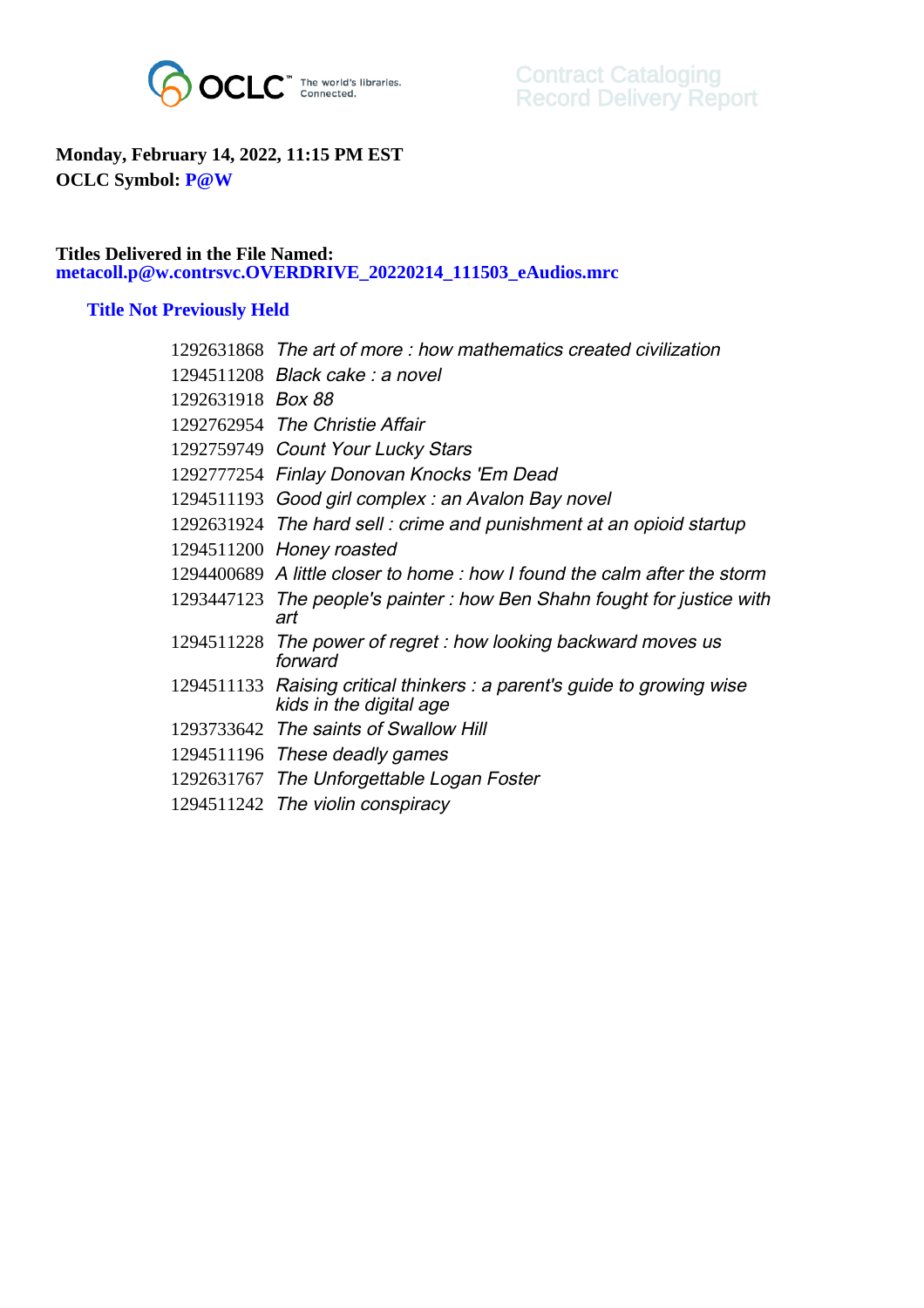OCLC The world's libraries. Connected.

Contract Cataloging
Record Delivery Report

**Monday, February 14, 2022, 11:15 PM EST**
**OCLC Symbol: P@W**

**Titles Delivered in the File Named:**
**metacoll.p@w.contrsvc.OVERDRIVE_20220214_111503_eAudios.mrc**

### Title Not Previously Held

| | |
|---|---|
| 1292631868 | *The art of more : how mathematics created civilization* |
| 1294511208 | *Black cake : a novel* |
| 1292631918 | *Box 88* |
| 1292762954 | *The Christie Affair* |
| 1292759749 | *Count Your Lucky Stars* |
| 1292777254 | *Finlay Donovan Knocks 'Em Dead* |
| 1294511193 | *Good girl complex : an Avalon Bay novel* |
| 1292631924 | *The hard sell : crime and punishment at an opioid startup* |
| 1294511200 | *Honey roasted* |
| 1294400689 | *A little closer to home : how I found the calm after the storm* |
| 1293447123 | *The people's painter : how Ben Shahn fought for justice with art* |
| 1294511228 | *The power of regret : how looking backward moves us forward* |
| 1294511133 | *Raising critical thinkers : a parent's guide to growing wise kids in the digital age* |
| 1293733642 | *The saints of Swallow Hill* |
| 1294511196 | *These deadly games* |
| 1292631767 | *The Unforgettable Logan Foster* |
| 1294511242 | *The violin conspiracy* |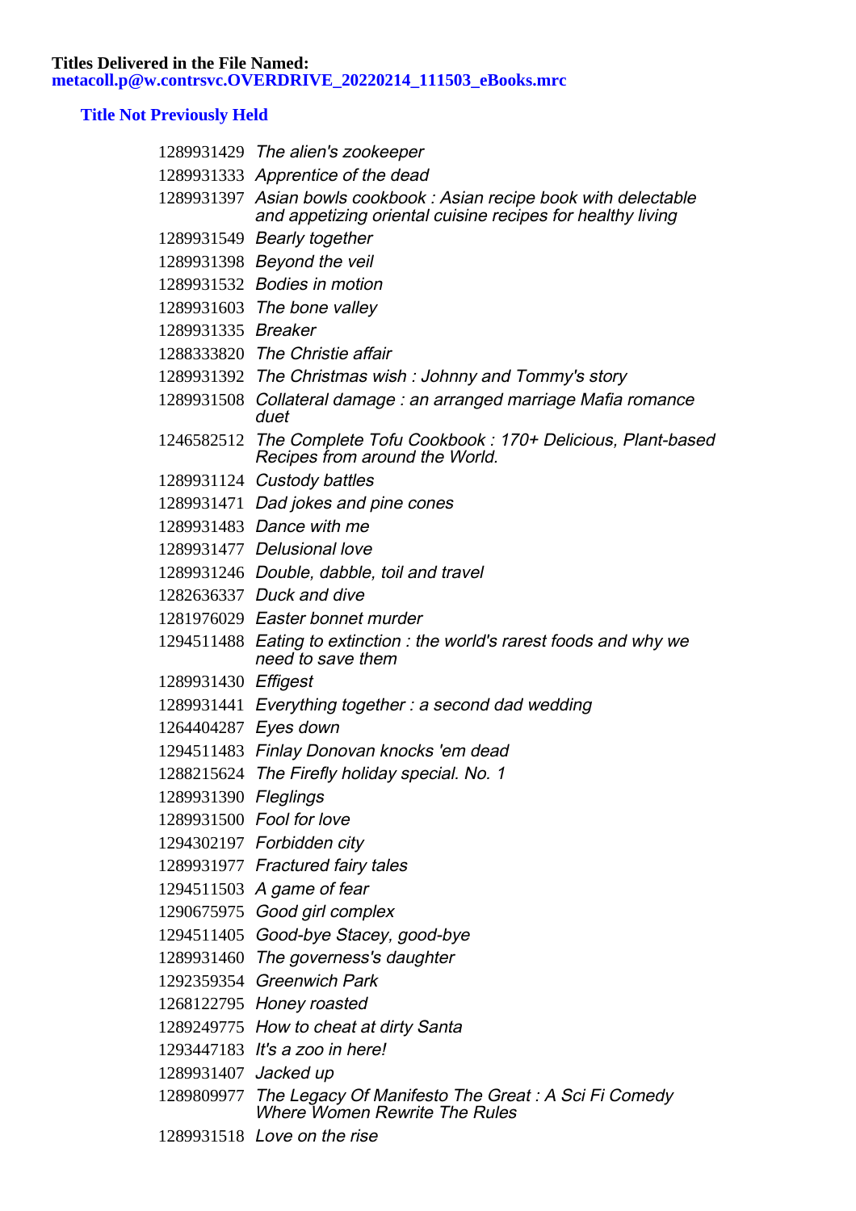**Titles Delivered in the File Named:**
**metacoll.p@w.contrsvc.OVERDRIVE_20220214_111503_eBooks.mrc**

## Title Not Previously Held

| | |
|---|---|
| 1289931429 | *The alien's zookeeper* |
| 1289931333 | *Apprentice of the dead* |
| 1289931397 | *Asian bowls cookbook : Asian recipe book with delectable and appetizing oriental cuisine recipes for healthy living* |
| 1289931549 | *Bearly together* |
| 1289931398 | *Beyond the veil* |
| 1289931532 | *Bodies in motion* |
| 1289931603 | *The bone valley* |
| 1289931335 | *Breaker* |
| 1288333820 | *The Christie affair* |
| 1289931392 | *The Christmas wish : Johnny and Tommy's story* |
| 1289931508 | *Collateral damage : an arranged marriage Mafia romance duet* |
| 1246582512 | *The Complete Tofu Cookbook : 170+ Delicious, Plant-based Recipes from around the World.* |
| 1289931124 | *Custody battles* |
| 1289931471 | *Dad jokes and pine cones* |
| 1289931483 | *Dance with me* |
| 1289931477 | *Delusional love* |
| 1289931246 | *Double, dabble, toil and travel* |
| 1282636337 | *Duck and dive* |
| 1281976029 | *Easter bonnet murder* |
| 1294511488 | *Eating to extinction : the world's rarest foods and why we need to save them* |
| 1289931430 | *Effigest* |
| 1289931441 | *Everything together : a second dad wedding* |
| 1264404287 | *Eyes down* |
| 1294511483 | *Finlay Donovan knocks 'em dead* |
| 1288215624 | *The Firefly holiday special. No. 1* |
| 1289931390 | *Fleglings* |
| 1289931500 | *Fool for love* |
| 1294302197 | *Forbidden city* |
| 1289931977 | *Fractured fairy tales* |
| 1294511503 | *A game of fear* |
| 1290675975 | *Good girl complex* |
| 1294511405 | *Good-bye Stacey, good-bye* |
| 1289931460 | *The governess's daughter* |
| 1292359354 | *Greenwich Park* |
| 1268122795 | *Honey roasted* |
| 1289249775 | *How to cheat at dirty Santa* |
| 1293447183 | *It's a zoo in here!* |
| 1289931407 | *Jacked up* |
| 1289809977 | *The Legacy Of Manifesto The Great : A Sci Fi Comedy Where Women Rewrite The Rules* |
| 1289931518 | *Love on the rise* |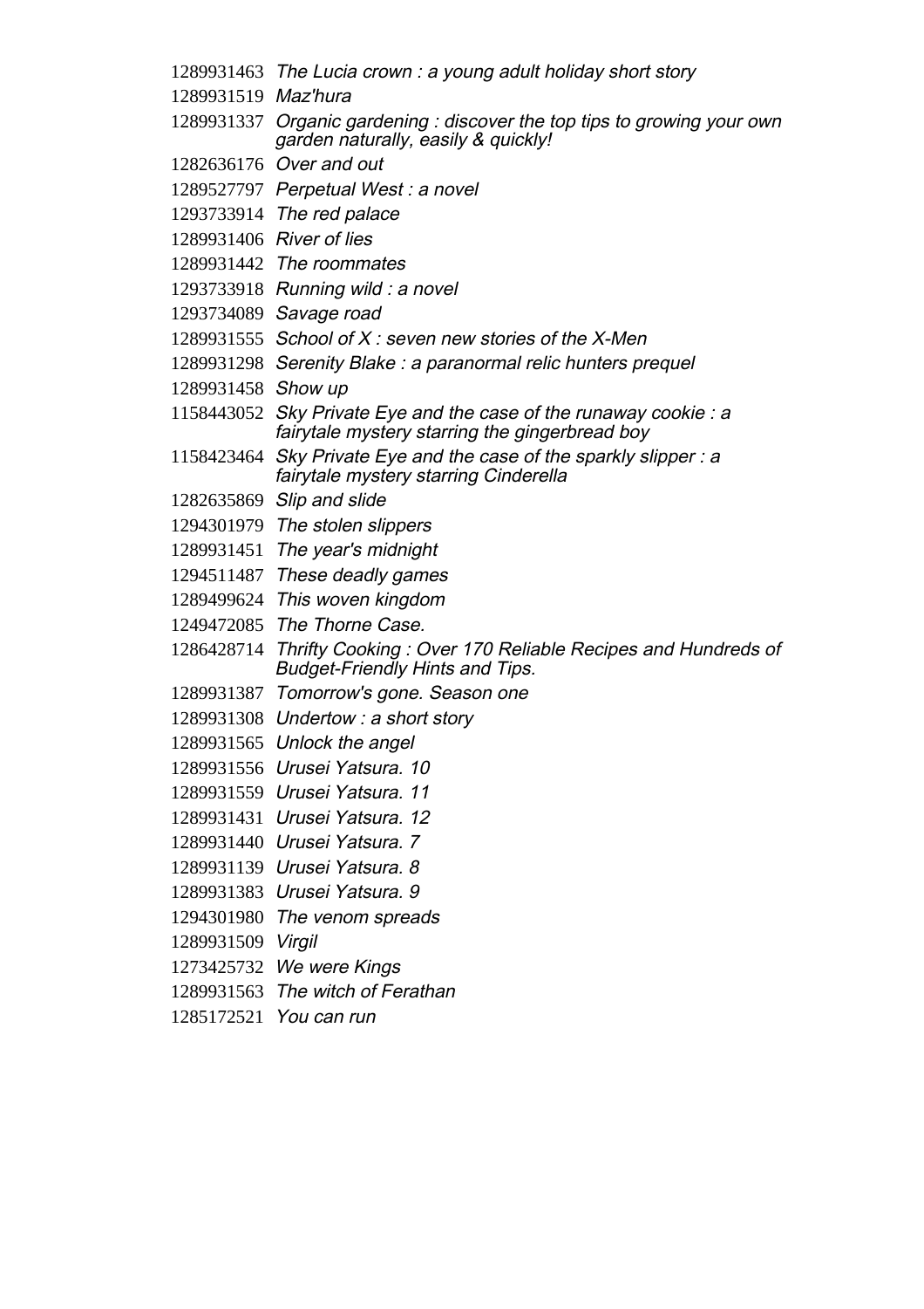| | |
|---|---|
| 1289931463 | *The Lucia crown : a young adult holiday short story* |
| 1289931519 | *Maz'hura* |
| 1289931337 | *Organic gardening : discover the top tips to growing your own garden naturally, easily & quickly!* |
| 1282636176 | *Over and out* |
| 1289527797 | *Perpetual West : a novel* |
| 1293733914 | *The red palace* |
| 1289931406 | *River of lies* |
| 1289931442 | *The roommates* |
| 1293733918 | *Running wild : a novel* |
| 1293734089 | *Savage road* |
| 1289931555 | *School of X : seven new stories of the X-Men* |
| 1289931298 | *Serenity Blake : a paranormal relic hunters prequel* |
| 1289931458 | *Show up* |
| 1158443052 | *Sky Private Eye and the case of the runaway cookie : a fairytale mystery starring the gingerbread boy* |
| 1158423464 | *Sky Private Eye and the case of the sparkly slipper : a fairytale mystery starring Cinderella* |
| 1282635869 | *Slip and slide* |
| 1294301979 | *The stolen slippers* |
| 1289931451 | *The year's midnight* |
| 1294511487 | *These deadly games* |
| 1289499624 | *This woven kingdom* |
| 1249472085 | *The Thorne Case.* |
| 1286428714 | *Thrifty Cooking : Over 170 Reliable Recipes and Hundreds of Budget-Friendly Hints and Tips.* |
| 1289931387 | *Tomorrow's gone. Season one* |
| 1289931308 | *Undertow : a short story* |
| 1289931565 | *Unlock the angel* |
| 1289931556 | *Urusei Yatsura. 10* |
| 1289931559 | *Urusei Yatsura. 11* |
| 1289931431 | *Urusei Yatsura. 12* |
| 1289931440 | *Urusei Yatsura. 7* |
| 1289931139 | *Urusei Yatsura. 8* |
| 1289931383 | *Urusei Yatsura. 9* |
| 1294301980 | *The venom spreads* |
| 1289931509 | *Virgil* |
| 1273425732 | *We were Kings* |
| 1289931563 | *The witch of Ferathan* |
| 1285172521 | *You can run* |